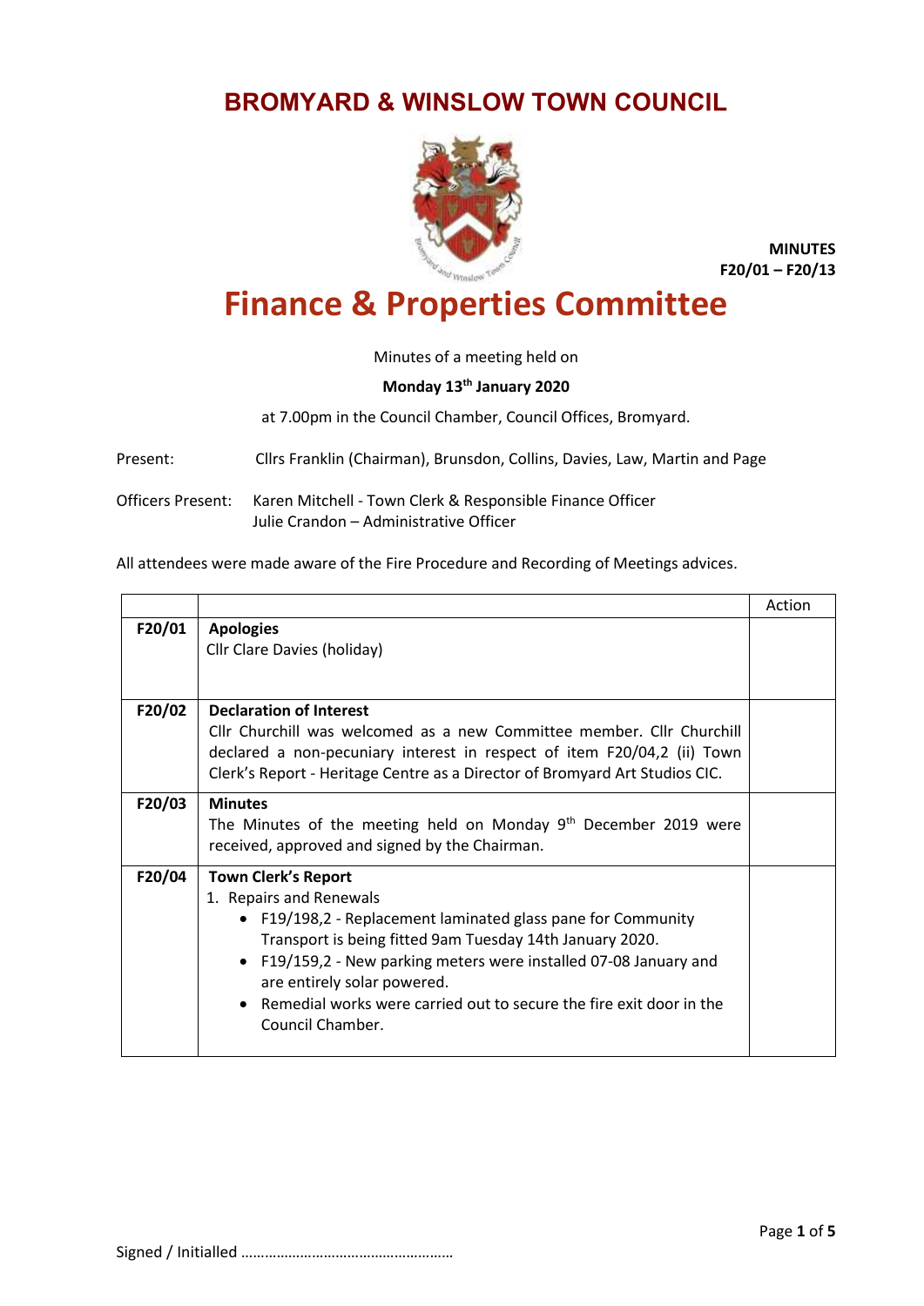# BROMYARD & WINSLOW TOWN COUNCIL

**MINUTES**
**F20/01 – F20/13**

# Finance & Properties Committee

Minutes of a meeting held on

**Monday 13th January 2020**

at 7.00pm in the Council Chamber, Council Offices, Bromyard.

Present: Cllrs Franklin (Chairman), Brunsdon, Collins, Davies, Law, Martin and Page

Officers Present: Karen Mitchell - Town Clerk & Responsible Finance Officer
Julie Crandon – Administrative Officer

All attendees were made aware of the Fire Procedure and Recording of Meetings advices.

| | | Action |
|---|---|---|
| **F20/01** | **Apologies**<br>Cllr Clare Davies (holiday) | |
| **F20/02** | **Declaration of Interest**<br>Cllr Churchill was welcomed as a new Committee member. Cllr Churchill declared a non-pecuniary interest in respect of item F20/04,2 (ii) Town Clerk's Report - Heritage Centre as a Director of Bromyard Art Studios CIC. | |
| **F20/03** | **Minutes**<br>The Minutes of the meeting held on Monday 9th December 2019 were received, approved and signed by the Chairman. | |
| **F20/04** | **Town Clerk's Report**<br>1. Repairs and Renewals<br>• F19/198,2 - Replacement laminated glass pane for Community Transport is being fitted 9am Tuesday 14th January 2020.<br>• F19/159,2 - New parking meters were installed 07-08 January and are entirely solar powered.<br>• Remedial works were carried out to secure the fire exit door in the Council Chamber. | |

Signed / Initialled ………………………………………………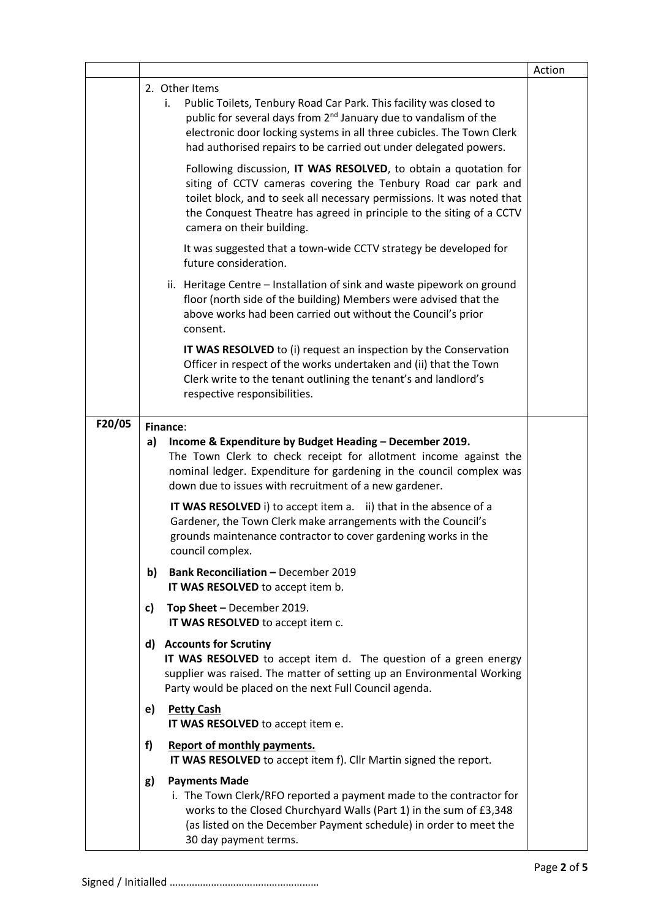| | | Action |
|---|---|---|
| | 2. Other Items<br>i. Public Toilets, Tenbury Road Car Park. This facility was closed to public for several days from 2nd January due to vandalism of the electronic door locking systems in all three cubicles. The Town Clerk had authorised repairs to be carried out under delegated powers.<br><br>Following discussion, **IT WAS RESOLVED**, to obtain a quotation for siting of CCTV cameras covering the Tenbury Road car park and toilet block, and to seek all necessary permissions. It was noted that the Conquest Theatre has agreed in principle to the siting of a CCTV camera on their building.<br><br>It was suggested that a town-wide CCTV strategy be developed for future consideration.<br><br>ii. Heritage Centre – Installation of sink and waste pipework on ground floor (north side of the building) Members were advised that the above works had been carried out without the Council's prior consent.<br><br>**IT WAS RESOLVED** to (i) request an inspection by the Conservation Officer in respect of the works undertaken and (ii) that the Town Clerk write to the tenant outlining the tenant's and landlord's respective responsibilities. | |
| **F20/05** | **Finance**:<br>**a) Income & Expenditure by Budget Heading – December 2019.**<br>The Town Clerk to check receipt for allotment income against the nominal ledger. Expenditure for gardening in the council complex was down due to issues with recruitment of a new gardener.<br><br>**IT WAS RESOLVED** i) to accept item a. ii) that in the absence of a Gardener, the Town Clerk make arrangements with the Council's grounds maintenance contractor to cover gardening works in the council complex.<br><br>**b) Bank Reconciliation –** December 2019<br>**IT WAS RESOLVED** to accept item b.<br><br>**c) Top Sheet –** December 2019.<br>**IT WAS RESOLVED** to accept item c.<br><br>**d) Accounts for Scrutiny**<br>**IT WAS RESOLVED** to accept item d. The question of a green energy supplier was raised. The matter of setting up an Environmental Working Party would be placed on the next Full Council agenda.<br><br>**e) <u>Petty Cash</u>**<br>**IT WAS RESOLVED** to accept item e.<br><br>**f) <u>Report of monthly payments.</u>**<br>**IT WAS RESOLVED** to accept item f). Cllr Martin signed the report.<br><br>**g) Payments Made**<br>i. The Town Clerk/RFO reported a payment made to the contractor for works to the Closed Churchyard Walls (Part 1) in the sum of £3,348 (as listed on the December Payment schedule) in order to meet the 30 day payment terms. | |

Signed / Initialled ……………………………………………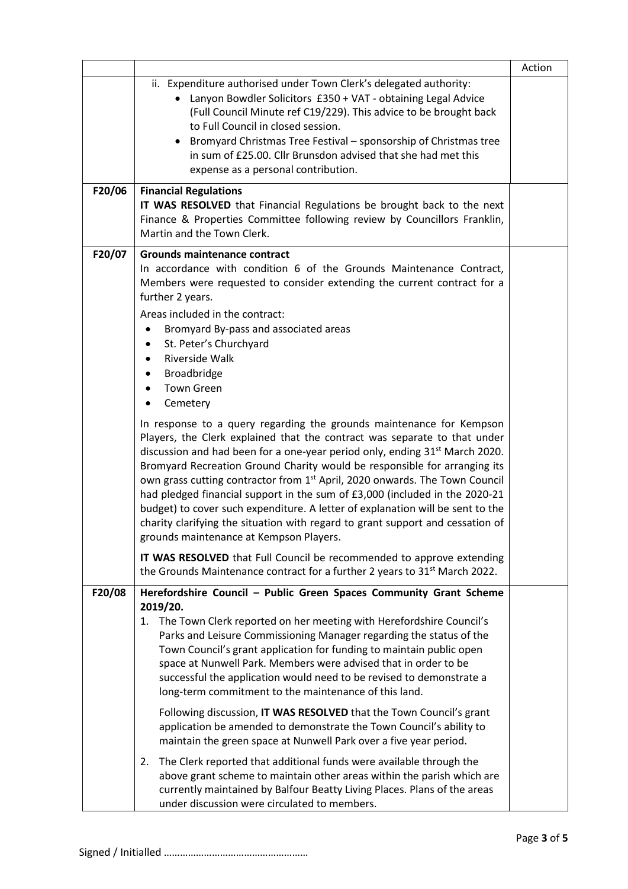| | | Action |
|---|---|---|
| | ii. Expenditure authorised under Town Clerk's delegated authority:<br>• Lanyon Bowdler Solicitors £350 + VAT - obtaining Legal Advice (Full Council Minute ref C19/229). This advice to be brought back to Full Council in closed session.<br>• Bromyard Christmas Tree Festival – sponsorship of Christmas tree in sum of £25.00. Cllr Brunsdon advised that she had met this expense as a personal contribution. | |
| F20/06 | **Financial Regulations**<br>**IT WAS RESOLVED** that Financial Regulations be brought back to the next Finance & Properties Committee following review by Councillors Franklin, Martin and the Town Clerk. | |
| F20/07 | **Grounds maintenance contract**<br>In accordance with condition 6 of the Grounds Maintenance Contract, Members were requested to consider extending the current contract for a further 2 years.<br>Areas included in the contract:<br>• Bromyard By-pass and associated areas<br>• St. Peter's Churchyard<br>• Riverside Walk<br>• Broadbridge<br>• Town Green<br>• Cemetery<br>In response to a query regarding the grounds maintenance for Kempson Players, the Clerk explained that the contract was separate to that under discussion and had been for a one-year period only, ending 31st March 2020. Bromyard Recreation Ground Charity would be responsible for arranging its own grass cutting contractor from 1st April, 2020 onwards. The Town Council had pledged financial support in the sum of £3,000 (included in the 2020-21 budget) to cover such expenditure. A letter of explanation will be sent to the charity clarifying the situation with regard to grant support and cessation of grounds maintenance at Kempson Players.<br>**IT WAS RESOLVED** that Full Council be recommended to approve extending the Grounds Maintenance contract for a further 2 years to 31st March 2022. | |
| F20/08 | **Herefordshire Council – Public Green Spaces Community Grant Scheme 2019/20.**<br>1. The Town Clerk reported on her meeting with Herefordshire Council's Parks and Leisure Commissioning Manager regarding the status of the Town Council's grant application for funding to maintain public open space at Nunwell Park. Members were advised that in order to be successful the application would need to be revised to demonstrate a long-term commitment to the maintenance of this land.<br>Following discussion, **IT WAS RESOLVED** that the Town Council's grant application be amended to demonstrate the Town Council's ability to maintain the green space at Nunwell Park over a five year period.<br>2. The Clerk reported that additional funds were available through the above grant scheme to maintain other areas within the parish which are currently maintained by Balfour Beatty Living Places. Plans of the areas under discussion were circulated to members. | |

Signed / Initialled ……………………………………………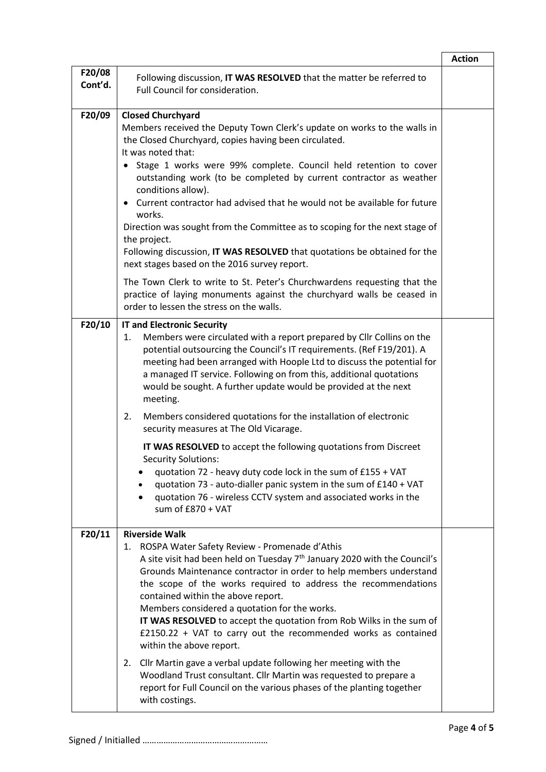| | | Action |
|---|---|---|
| F20/08 Cont'd. | Following discussion, **IT WAS RESOLVED** that the matter be referred to Full Council for consideration. | |
| F20/09 | **Closed Churchyard**<br>Members received the Deputy Town Clerk's update on works to the walls in the Closed Churchyard, copies having been circulated.<br>It was noted that:<br>• Stage 1 works were 99% complete. Council held retention to cover outstanding work (to be completed by current contractor as weather conditions allow).<br>• Current contractor had advised that he would not be available for future works.<br>Direction was sought from the Committee as to scoping for the next stage of the project.<br>Following discussion, **IT WAS RESOLVED** that quotations be obtained for the next stages based on the 2016 survey report.<br><br>The Town Clerk to write to St. Peter's Churchwardens requesting that the practice of laying monuments against the churchyard walls be ceased in order to lessen the stress on the walls. | |
| F20/10 | **IT and Electronic Security**<br>1. Members were circulated with a report prepared by Cllr Collins on the potential outsourcing the Council's IT requirements. (Ref F19/201). A meeting had been arranged with Hoople Ltd to discuss the potential for a managed IT service. Following on from this, additional quotations would be sought. A further update would be provided at the next meeting.<br><br>2. Members considered quotations for the installation of electronic security measures at The Old Vicarage.<br><br>**IT WAS RESOLVED** to accept the following quotations from Discreet Security Solutions:<br>• quotation 72 - heavy duty code lock in the sum of £155 + VAT<br>• quotation 73 - auto-dialler panic system in the sum of £140 + VAT<br>• quotation 76 - wireless CCTV system and associated works in the sum of £870 + VAT | |
| F20/11 | **Riverside Walk**<br>1. ROSPA Water Safety Review - Promenade d'Athis<br>A site visit had been held on Tuesday 7th January 2020 with the Council's Grounds Maintenance contractor in order to help members understand the scope of the works required to address the recommendations contained within the above report.<br>Members considered a quotation for the works.<br>**IT WAS RESOLVED** to accept the quotation from Rob Wilks in the sum of £2150.22 + VAT to carry out the recommended works as contained within the above report.<br><br>2. Cllr Martin gave a verbal update following her meeting with the Woodland Trust consultant. Cllr Martin was requested to prepare a report for Full Council on the various phases of the planting together with costings. | |

Signed / Initialled ………………………………………………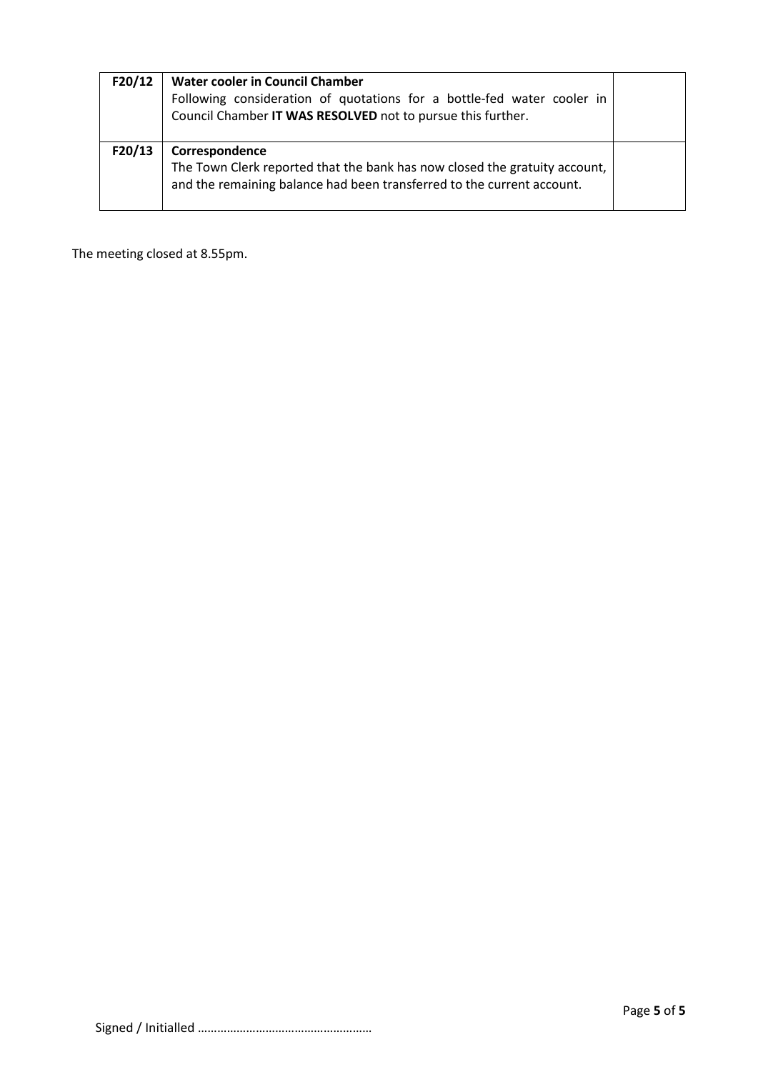| | | |
|---|---|---|
| **F20/12** | **Water cooler in Council Chamber**<br>Following consideration of quotations for a bottle-fed water cooler in Council Chamber **IT WAS RESOLVED** not to pursue this further. | |
| **F20/13** | **Correspondence**<br>The Town Clerk reported that the bank has now closed the gratuity account, and the remaining balance had been transferred to the current account. | |

The meeting closed at 8.55pm.

Signed / Initialled ………………………………………………